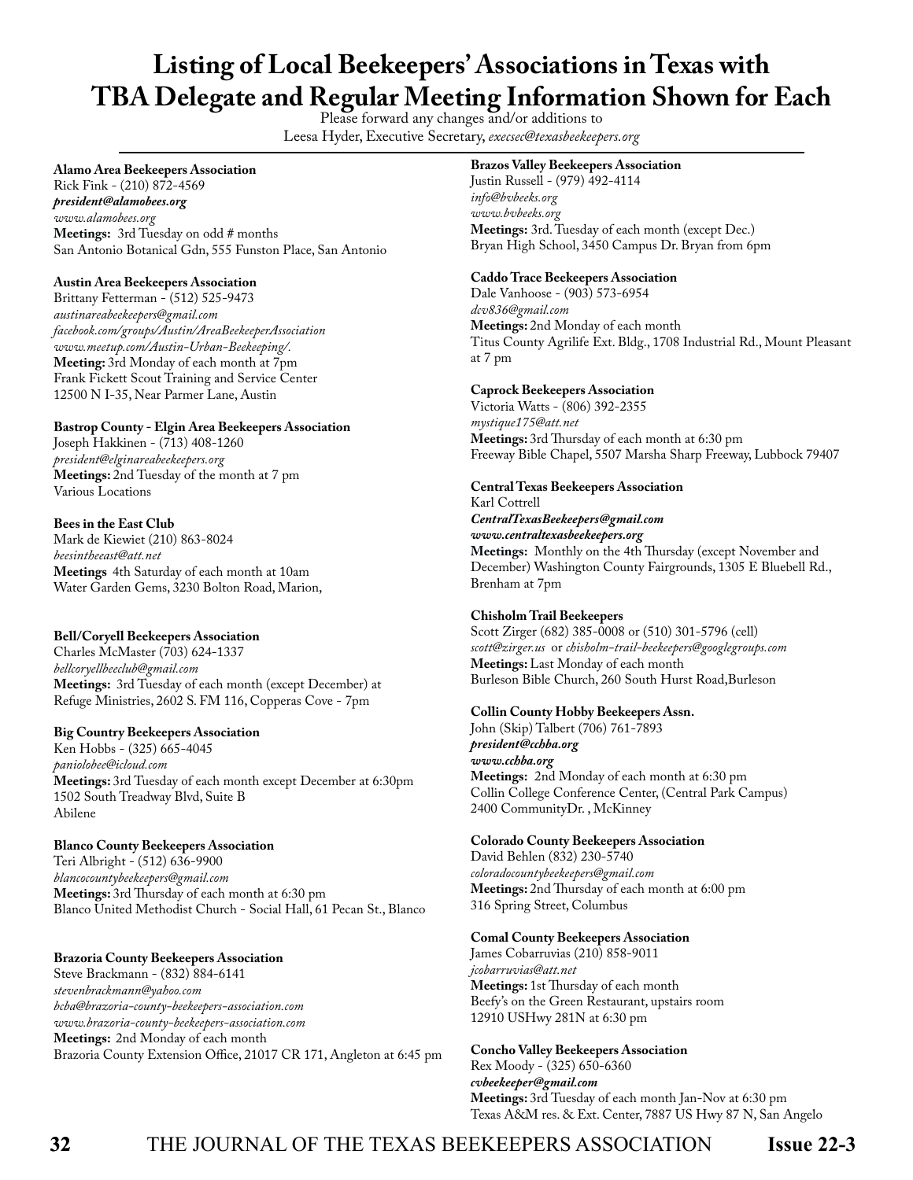# Listing of Local Beekeepers' Associations in Texas with TBA Delegate and Regular Meeting Information Shown for Each

Please forward any changes and/or additions to
Leesa Hyder, Executive Secretary, *execsec@texasbeekeepers.org*

---

**Alamo Area Beekeepers Association**
Rick Fink - (210) 872-4569
***president@alamobees.org***
*www.alamobees.org*
**Meetings:** 3rd Tuesday on odd # months
San Antonio Botanical Gdn, 555 Funston Place, San Antonio

**Austin Area Beekeepers Association**
Brittany Fetterman - (512) 525-9473
*austinareabeekeepers@gmail.com*
*facebook.com/groups/Austin/AreaBeekeeperAssociation*
*www.meetup.com/Austin-Urban-Beekeeping/.*
**Meeting:** 3rd Monday of each month at 7pm
Frank Fickett Scout Training and Service Center
12500 N I-35, Near Parmer Lane, Austin

**Bastrop County - Elgin Area Beekeepers Association**
Joseph Hakkinen - (713) 408-1260
*president@elginareabeekeepers.org*
**Meetings:** 2nd Tuesday of the month at 7 pm
Various Locations

**Bees in the East Club**
Mark de Kiewiet (210) 863-8024
*beesintheeast@att.net*
**Meetings** 4th Saturday of each month at 10am
Water Garden Gems, 3230 Bolton Road, Marion,

**Bell/Coryell Beekeepers Association**
Charles McMaster (703) 624-1337
*bellcoryellbeeclub@gmail.com*
**Meetings:** 3rd Tuesday of each month (except December) at Refuge Ministries, 2602 S. FM 116, Copperas Cove - 7pm

**Big Country Beekeepers Association**
Ken Hobbs - (325) 665-4045
*paniolobee@icloud.com*
**Meetings:** 3rd Tuesday of each month except December at 6:30pm
1502 South Treadway Blvd, Suite B
Abilene

**Blanco County Beekeepers Association**
Teri Albright - (512) 636-9900
*blancocountybeekeepers@gmail.com*
**Meetings:** 3rd Thursday of each month at 6:30 pm
Blanco United Methodist Church - Social Hall, 61 Pecan St., Blanco

**Brazoria County Beekeepers Association**
Steve Brackmann - (832) 884-6141
*stevenbrackmann@yahoo.com*
*bcba@brazoria-county-beekeepers-association.com*
*www.brazoria-county-beekeepers-association.com*
**Meetings:** 2nd Monday of each month
Brazoria County Extension Office, 21017 CR 171, Angleton at 6:45 pm

**Brazos Valley Beekeepers Association**
Justin Russell - (979) 492-4114
*info@bvbeeks.org*
*www.bvbeeks.org*
**Meetings:** 3rd. Tuesday of each month (except Dec.)
Bryan High School, 3450 Campus Dr. Bryan from 6pm

**Caddo Trace Beekeepers Association**
Dale Vanhoose - (903) 573-6954
*dcv836@gmail.com*
**Meetings:** 2nd Monday of each month
Titus County Agrilife Ext. Bldg., 1708 Industrial Rd., Mount Pleasant at 7 pm

**Caprock Beekeepers Association**
Victoria Watts - (806) 392-2355
*mystique175@att.net*
**Meetings:** 3rd Thursday of each month at 6:30 pm
Freeway Bible Chapel, 5507 Marsha Sharp Freeway, Lubbock 79407

**Central Texas Beekeepers Association**
Karl Cottrell
***CentralTexasBeekeepers@gmail.com***
***www.centraltexasbeekeepers.org***
**Meetings:** Monthly on the 4th Thursday (except November and December) Washington County Fairgrounds, 1305 E Bluebell Rd., Brenham at 7pm

**Chisholm Trail Beekeepers**
Scott Zirger (682) 385-0008 or (510) 301-5796 (cell)
*scott@zirger.us* or *chisholm-trail-beekeepers@googlegroups.com*
**Meetings:** Last Monday of each month
Burleson Bible Church, 260 South Hurst Road,Burleson

**Collin County Hobby Beekeepers Assn.**
John (Skip) Talbert (706) 761-7893
***president@cchba.org***
***www.cchba.org***
**Meetings:** 2nd Monday of each month at 6:30 pm
Collin College Conference Center, (Central Park Campus)
2400 CommunityDr. , McKinney

**Colorado County Beekeepers Association**
David Behlen (832) 230-5740
*coloradocountybeekeepers@gmail.com*
**Meetings:** 2nd Thursday of each month at 6:00 pm
316 Spring Street, Columbus

**Comal County Beekeepers Association**
James Cobarruvias (210) 858-9011
*jcobarruvias@att.net*
**Meetings:** 1st Thursday of each month
Beefy's on the Green Restaurant, upstairs room
12910 USHwy 281N at 6:30 pm

**Concho Valley Beekeepers Association**
Rex Moody - (325) 650-6360
***cvbeekeeper@gmail.com***
**Meetings:** 3rd Tuesday of each month Jan-Nov at 6:30 pm
Texas A&M res. & Ext. Center, 7887 US Hwy 87 N, San Angelo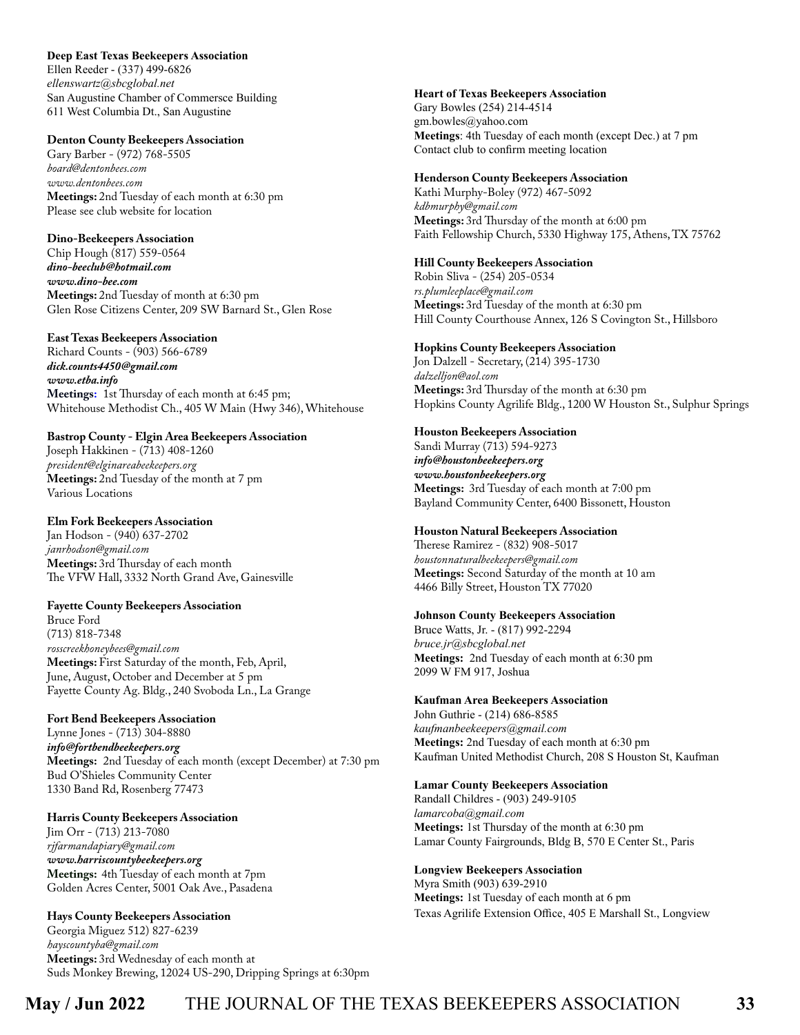**Deep East Texas Beekeepers Association**
Ellen Reeder - (337) 499-6826
*ellenswartz@sbcglobal.net*
San Augustine Chamber of Commersce Building
611 West Columbia Dt., San Augustine

**Denton County Beekeepers Association**
Gary Barber - (972) 768-5505
*board@dentonbees.com*
*www.dentonbees.com*
**Meetings:** 2nd Tuesday of each month at 6:30 pm
Please see club website for location

**Dino-Beekeepers Association**
Chip Hough (817) 559-0564
***dino-beeclub@hotmail.com***
***www.dino-bee.com***
**Meetings:** 2nd Tuesday of month at 6:30 pm
Glen Rose Citizens Center, 209 SW Barnard St., Glen Rose

**East Texas Beekeepers Association**
Richard Counts - (903) 566-6789
***dick.counts4450@gmail.com***
***www.etba.info***
**Meetings:** 1st Thursday of each month at 6:45 pm;
Whitehouse Methodist Ch., 405 W Main (Hwy 346), Whitehouse

**Bastrop County - Elgin Area Beekeepers Association**
Joseph Hakkinen - (713) 408-1260
*president@elginareabeekeepers.org*
**Meetings:** 2nd Tuesday of the month at 7 pm
Various Locations

**Elm Fork Beekeepers Association**
Jan Hodson - (940) 637-2702
*janrhodson@gmail.com*
**Meetings:** 3rd Thursday of each month
The VFW Hall, 3332 North Grand Ave, Gainesville

**Fayette County Beekeepers Association**
Bruce Ford
(713) 818-7348
*rosscreekhoneybees@gmail.com*
**Meetings:** First Saturday of the month, Feb, April, June, August, October and December at 5 pm
Fayette County Ag. Bldg., 240 Svoboda Ln., La Grange

**Fort Bend Beekeepers Association**
Lynne Jones - (713) 304-8880
***info@fortbendbeekeepers.org***
**Meetings:** 2nd Tuesday of each month (except December) at 7:30 pm
Bud O'Shieles Community Center
1330 Band Rd, Rosenberg 77473

**Harris County Beekeepers Association**
Jim Orr - (713) 213-7080
*rjfarmandapiary@gmail.com*
***www.harriscountybeekeepers.org***
**Meetings:** 4th Tuesday of each month at 7pm
Golden Acres Center, 5001 Oak Ave., Pasadena

**Hays County Beekeepers Association**
Georgia Miguez 512) 827-6239
*hayscountyba@gmail.com*
**Meetings:** 3rd Wednesday of each month at
Suds Monkey Brewing, 12024 US-290, Dripping Springs at 6:30pm

**Heart of Texas Beekeepers Association**
Gary Bowles (254) 214-4514
gm.bowles@yahoo.com
**Meetings**: 4th Tuesday of each month (except Dec.) at 7 pm
Contact club to confirm meeting location

**Henderson County Beekeepers Association**
Kathi Murphy-Boley (972) 467-5092
*kdbmurphy@gmail.com*
**Meetings:** 3rd Thursday of the month at 6:00 pm
Faith Fellowship Church, 5330 Highway 175, Athens, TX 75762

**Hill County Beekeepers Association**
Robin Sliva - (254) 205-0534
*rs.plumleeplace@gmail.com*
**Meetings:** 3rd Tuesday of the month at 6:30 pm
Hill County Courthouse Annex, 126 S Covington St., Hillsboro

**Hopkins County Beekeepers Association**
Jon Dalzell - Secretary, (214) 395-1730
*dalzelljon@aol.com*
**Meetings:** 3rd Thursday of the month at 6:30 pm
Hopkins County Agrilife Bldg., 1200 W Houston St., Sulphur Springs

**Houston Beekeepers Association**
Sandi Murray (713) 594-9273
***info@houstonbeekeepers.org***
***www.houstonbeekeepers.org***
**Meetings:** 3rd Tuesday of each month at 7:00 pm
Bayland Community Center, 6400 Bissonett, Houston

**Houston Natural Beekeepers Association**
Therese Ramirez - (832) 908-5017
*houstonnaturalbeekeepers@gmail.com*
**Meetings:** Second Saturday of the month at 10 am
4466 Billy Street, Houston TX 77020

**Johnson County Beekeepers Association**
Bruce Watts, Jr. - (817) 992-2294
*bruce.jr@sbcglobal.net*
**Meetings:** 2nd Tuesday of each month at 6:30 pm
2099 W FM 917, Joshua

**Kaufman Area Beekeepers Association**
John Guthrie - (214) 686-8585
*kaufmanbeekeepers@gmail.com*
**Meetings:** 2nd Tuesday of each month at 6:30 pm
Kaufman United Methodist Church, 208 S Houston St, Kaufman

**Lamar County Beekeepers Association**
Randall Childres - (903) 249-9105
*lamarcoba@gmail.com*
**Meetings:** 1st Thursday of the month at 6:30 pm
Lamar County Fairgrounds, Bldg B, 570 E Center St., Paris

**Longview Beekeepers Association**
Myra Smith (903) 639-2910
**Meetings:** 1st Tuesday of each month at 6 pm
Texas Agrilife Extension Office, 405 E Marshall St., Longview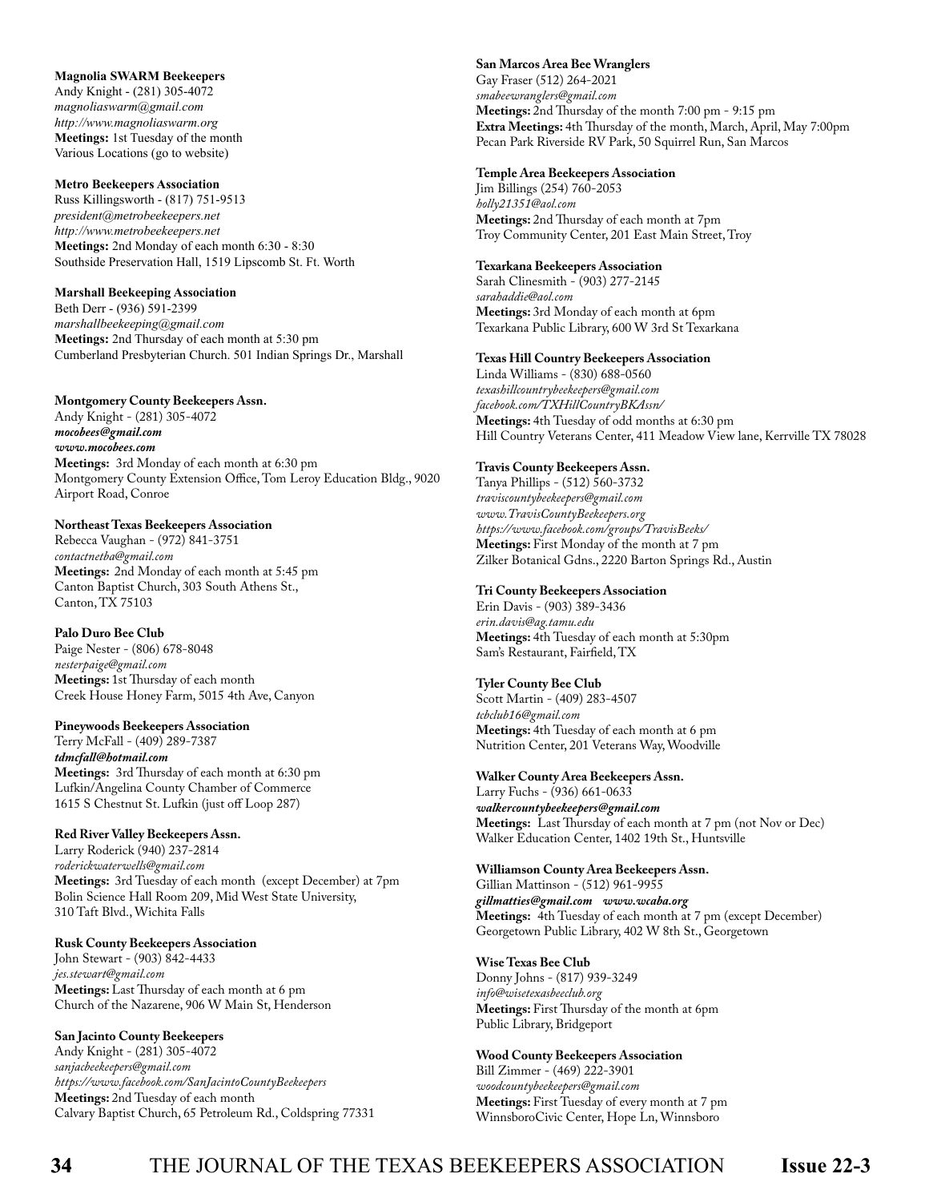**Magnolia SWARM Beekeepers**
Andy Knight - (281) 305-4072
*magnoliaswarm@gmail.com*
*http://www.magnoliaswarm.org*
**Meetings:** 1st Tuesday of the month
Various Locations (go to website)

**Metro Beekeepers Association**
Russ Killingsworth - (817) 751-9513
*president@metrobeekeepers.net*
*http://www.metrobeekeepers.net*
**Meetings:** 2nd Monday of each month 6:30 - 8:30
Southside Preservation Hall, 1519 Lipscomb St. Ft. Worth

**Marshall Beekeeping Association**
Beth Derr - (936) 591-2399
*marshallbeekeeping@gmail.com*
**Meetings:** 2nd Thursday of each month at 5:30 pm
Cumberland Presbyterian Church. 501 Indian Springs Dr., Marshall

**Montgomery County Beekeepers Assn.**
Andy Knight - (281) 305-4072
***mocobees@gmail.com***
***www.mocobees.com***
**Meetings:** 3rd Monday of each month at 6:30 pm
Montgomery County Extension Office, Tom Leroy Education Bldg., 9020 Airport Road, Conroe

**Northeast Texas Beekeepers Association**
Rebecca Vaughan - (972) 841-3751
*contactnetba@gmail.com*
**Meetings:** 2nd Monday of each month at 5:45 pm
Canton Baptist Church, 303 South Athens St., Canton, TX 75103

**Palo Duro Bee Club**
Paige Nester - (806) 678-8048
*nesterpaige@gmail.com*
**Meetings:** 1st Thursday of each month
Creek House Honey Farm, 5015 4th Ave, Canyon

**Pineywoods Beekeepers Association**
Terry McFall - (409) 289-7387
***tdmcfall@hotmail.com***
**Meetings:** 3rd Thursday of each month at 6:30 pm
Lufkin/Angelina County Chamber of Commerce
1615 S Chestnut St. Lufkin (just off Loop 287)

**Red River Valley Beekeepers Assn.**
Larry Roderick (940) 237-2814
*roderickwaterwells@gmail.com*
**Meetings:** 3rd Tuesday of each month (except December) at 7pm
Bolin Science Hall Room 209, Mid West State University, 310 Taft Blvd., Wichita Falls

**Rusk County Beekeepers Association**
John Stewart - (903) 842-4433
*jes.stewart@gmail.com*
**Meetings:** Last Thursday of each month at 6 pm
Church of the Nazarene, 906 W Main St, Henderson

**San Jacinto County Beekeepers**
Andy Knight - (281) 305-4072
*sanjacbeekeepers@gmail.com*
*https://www.facebook.com/SanJacintoCountyBeekeepers*
**Meetings:** 2nd Tuesday of each month
Calvary Baptist Church, 65 Petroleum Rd., Coldspring 77331

**San Marcos Area Bee Wranglers**
Gay Fraser (512) 264-2021
*smabeewranglers@gmail.com*
**Meetings:** 2nd Thursday of the month 7:00 pm - 9:15 pm
**Extra Meetings:** 4th Thursday of the month, March, April, May 7:00pm
Pecan Park Riverside RV Park, 50 Squirrel Run, San Marcos

**Temple Area Beekeepers Association**
Jim Billings (254) 760-2053
*holly21351@aol.com*
**Meetings:** 2nd Thursday of each month at 7pm
Troy Community Center, 201 East Main Street, Troy

**Texarkana Beekeepers Association**
Sarah Clinesmith - (903) 277-2145
*sarahaddie@aol.com*
**Meetings:** 3rd Monday of each month at 6pm
Texarkana Public Library, 600 W 3rd St Texarkana

**Texas Hill Country Beekeepers Association**
Linda Williams - (830) 688-0560
*texashillcountrybeekeepers@gmail.com*
*facebook.com/TXHillCountryBKAssn/*
**Meetings:** 4th Tuesday of odd months at 6:30 pm
Hill Country Veterans Center, 411 Meadow View lane, Kerrville TX 78028

**Travis County Beekeepers Assn.**
Tanya Phillips - (512) 560-3732
*traviscountybeekeepers@gmail.com*
*www.TravisCountyBeekeepers.org*
*https://www.facebook.com/groups/TravisBeeks/*
**Meetings:** First Monday of the month at 7 pm
Zilker Botanical Gdns., 2220 Barton Springs Rd., Austin

**Tri County Beekeepers Association**
Erin Davis - (903) 389-3436
*erin.davis@ag.tamu.edu*
**Meetings:** 4th Tuesday of each month at 5:30pm
Sam's Restaurant, Fairfield, TX

**Tyler County Bee Club**
Scott Martin - (409) 283-4507
*tcbclub16@gmail.com*
**Meetings:** 4th Tuesday of each month at 6 pm
Nutrition Center, 201 Veterans Way, Woodville

**Walker County Area Beekeepers Assn.**
Larry Fuchs - (936) 661-0633
***walkercountybeekeepers@gmail.com***
**Meetings:** Last Thursday of each month at 7 pm (not Nov or Dec)
Walker Education Center, 1402 19th St., Huntsville

**Williamson County Area Beekeepers Assn.**
Gillian Mattinson - (512) 961-9955
***gillmatties@gmail.com   www.wcaba.org***
**Meetings:** 4th Tuesday of each month at 7 pm (except December)
Georgetown Public Library, 402 W 8th St., Georgetown

**Wise Texas Bee Club**
Donny Johns - (817) 939-3249
*info@wisetexasbeeclub.org*
**Meetings:** First Thursday of the month at 6pm
Public Library, Bridgeport

**Wood County Beekeepers Association**
Bill Zimmer - (469) 222-3901
*woodcountybeekeepers@gmail.com*
**Meetings:** First Tuesday of every month at 7 pm
WinnsboroCivic Center, Hope Ln, Winnsboro